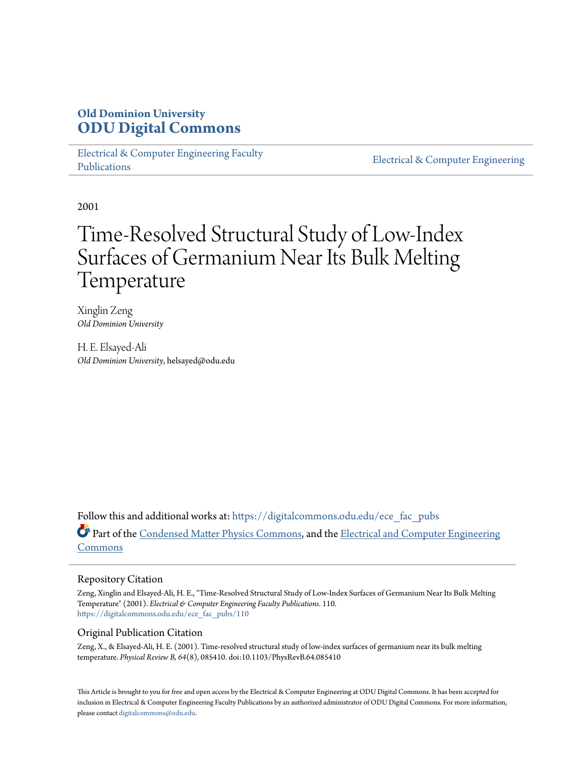**Old Dominion University**
**ODU Digital Commons**

Electrical & Computer Engineering Faculty Publications | Electrical & Computer Engineering

2001

# Time-Resolved Structural Study of Low-Index Surfaces of Germanium Near Its Bulk Melting Temperature

Xinglin Zeng
*Old Dominion University*

H. E. Elsayed-Ali
*Old Dominion University*, helsayed@odu.edu

Follow this and additional works at: https://digitalcommons.odu.edu/ece_fac_pubs

Part of the Condensed Matter Physics Commons, and the Electrical and Computer Engineering Commons

## Repository Citation

Zeng, Xinglin and Elsayed-Ali, H. E., "Time-Resolved Structural Study of Low-Index Surfaces of Germanium Near Its Bulk Melting Temperature" (2001). *Electrical & Computer Engineering Faculty Publications*. 110.
https://digitalcommons.odu.edu/ece_fac_pubs/110

## Original Publication Citation

Zeng, X., & Elsayed-Ali, H. E. (2001). Time-resolved structural study of low-index surfaces of germanium near its bulk melting temperature. *Physical Review B, 64*(8), 085410. doi:10.1103/PhysRevB.64.085410

This Article is brought to you for free and open access by the Electrical & Computer Engineering at ODU Digital Commons. It has been accepted for inclusion in Electrical & Computer Engineering Faculty Publications by an authorized administrator of ODU Digital Commons. For more information, please contact digitalcommons@odu.edu.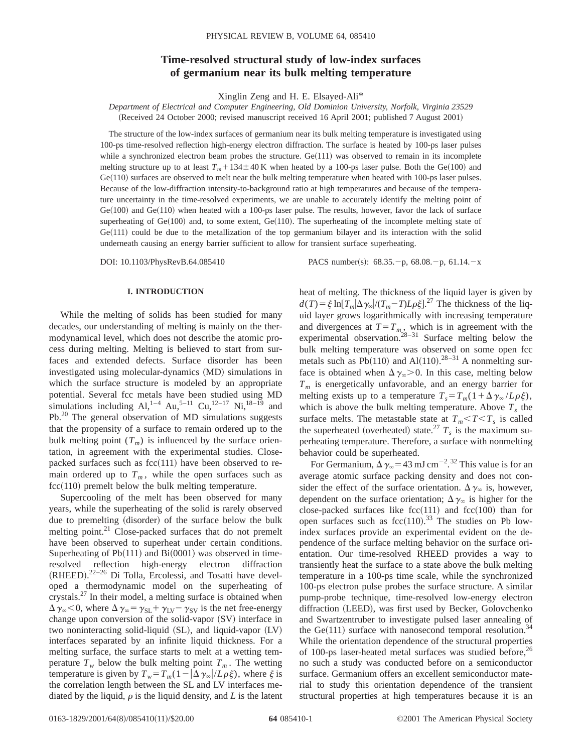# Time-resolved structural study of low-index surfaces of germanium near its bulk melting temperature

Xinglin Zeng and H. E. Elsayed-Ali*

*Department of Electrical and Computer Engineering, Old Dominion University, Norfolk, Virginia 23529*

(Received 24 October 2000; revised manuscript received 16 April 2001; published 7 August 2001)

The structure of the low-index surfaces of germanium near its bulk melting temperature is investigated using 100-ps time-resolved reflection high-energy electron diffraction. The surface is heated by 100-ps laser pulses while a synchronized electron beam probes the structure. Ge(111) was observed to remain in its incomplete melting structure up to at least $T_m + 134 \pm 40$ K when heated by a 100-ps laser pulse. Both the Ge(100) and Ge(110) surfaces are observed to melt near the bulk melting temperature when heated with 100-ps laser pulses. Because of the low-diffraction intensity-to-background ratio at high temperatures and because of the temperature uncertainty in the time-resolved experiments, we are unable to accurately identify the melting point of Ge(100) and Ge(110) when heated with a 100-ps laser pulse. The results, however, favor the lack of surface superheating of Ge(100) and, to some extent, Ge(110). The superheating of the incomplete melting state of Ge(111) could be due to the metallization of the top germanium bilayer and its interaction with the solid underneath causing an energy barrier sufficient to allow for transient surface superheating.

DOI: 10.1103/PhysRevB.64.085410 PACS number(s): 68.35.−p, 68.08.−p, 61.14.−x

## I. INTRODUCTION

While the melting of solids has been studied for many decades, our understanding of melting is mainly on the thermodynamical level, which does not describe the atomic process during melting. Melting is believed to start from surfaces and extended defects. Surface disorder has been investigated using molecular-dynamics (MD) simulations in which the surface structure is modeled by an appropriate potential. Several fcc metals have been studied using MD simulations including Al,[1–4] Au,[5–11] Cu,[12–17] Ni,[18–19] and Pb.[20] The general observation of MD simulations suggests that the propensity of a surface to remain ordered up to the bulk melting point ($T_m$) is influenced by the surface orientation, in agreement with the experimental studies. Close-packed surfaces such as fcc(111) have been observed to remain ordered up to $T_m$, while the open surfaces such as fcc(110) premelt below the bulk melting temperature.

Supercooling of the melt has been observed for many years, while the superheating of the solid is rarely observed due to premelting (disorder) of the surface below the bulk melting point.[21] Close-packed surfaces that do not premelt have been observed to superheat under certain conditions. Superheating of Pb(111) and Bi(0001) was observed in time-resolved reflection high-energy electron diffraction (RHEED).[22–26] Di Tolla, Ercolessi, and Tosatti have developed a thermodynamic model on the superheating of crystals.[27] In their model, a melting surface is obtained when $\Delta\gamma_\infty < 0$, where $\Delta\gamma_\infty = \gamma_{SL} + \gamma_{LV} - \gamma_{SV}$ is the net free-energy change upon conversion of the solid-vapor (SV) interface in two noninteracting solid-liquid (SL), and liquid-vapor (LV) interfaces separated by an infinite liquid thickness. For a melting surface, the surface starts to melt at a wetting temperature $T_w$ below the bulk melting point $T_m$. The wetting temperature is given by $T_w = T_m(1 - |\Delta\gamma_\infty|/L\rho\xi)$, where $\xi$ is the correlation length between the SL and LV interfaces mediated by the liquid, $\rho$ is the liquid density, and $L$ is the latent heat of melting. The thickness of the liquid layer is given by $d(T) = \xi \ln[T_m|\Delta\gamma_\infty|/(T_m - T)L\rho\xi]$.[27] The thickness of the liquid layer grows logarithmically with increasing temperature and divergences at $T = T_m$, which is in agreement with the experimental observation.[28–31] Surface melting below the bulk melting temperature was observed on some open fcc metals such as Pb(110) and Al(110).[28–31] A nonmelting surface is obtained when $\Delta\gamma_\infty > 0$. In this case, melting below $T_m$ is energetically unfavorable, and an energy barrier for melting exists up to a temperature $T_s = T_m(1 + \Delta\gamma_\infty/L\rho\xi)$, which is above the bulk melting temperature. Above $T_s$ the surface melts. The metastable state at $T_m < T < T_s$ is called the superheated (overheated) state.[27] $T_s$ is the maximum superheating temperature. Therefore, a surface with nonmelting behavior could be superheated.

For Germanium, $\Delta\gamma_\infty = 43$ mJ cm$^{-2}$.[32] This value is for an average atomic surface packing density and does not consider the effect of the surface orientation. $\Delta\gamma_\infty$ is, however, dependent on the surface orientation; $\Delta\gamma_\infty$ is higher for the close-packed surfaces like fcc(111) and fcc(100) than for open surfaces such as fcc(110).[33] The studies on Pb low-index surfaces provide an experimental evident on the dependence of the surface melting behavior on the surface orientation. Our time-resolved RHEED provides a way to transiently heat the surface to a state above the bulk melting temperature in a 100-ps time scale, while the synchronized 100-ps electron pulse probes the surface structure. A similar pump-probe technique, time-resolved low-energy electron diffraction (LEED), was first used by Becker, Golovchenko and Swartzentruber to investigate pulsed laser annealing of the Ge(111) surface with nanosecond temporal resolution.[34] While the orientation dependence of the structural properties of 100-ps laser-heated metal surfaces was studied before,[26] no such a study was conducted before on a semiconductor surface. Germanium offers an excellent semiconductor material to study this orientation dependence of the transient structural properties at high temperatures because it is an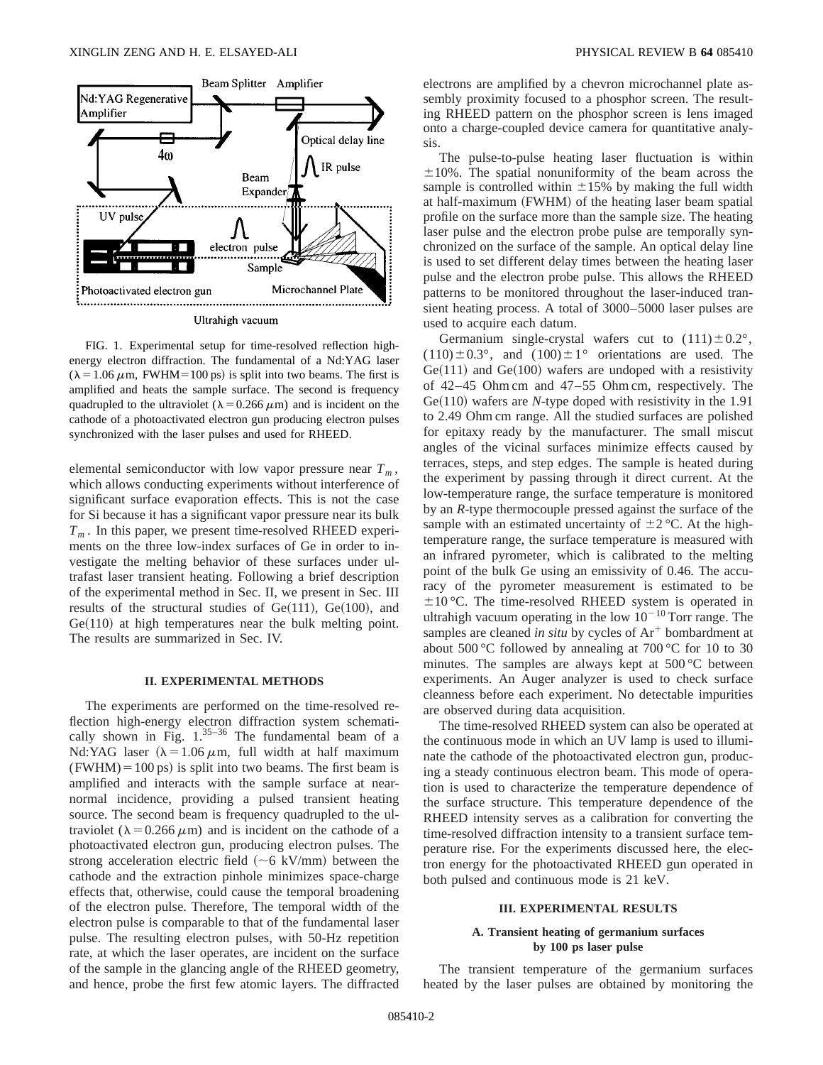FIG. 1. Experimental setup for time-resolved reflection high-energy electron diffraction. The fundamental of a Nd:YAG laser ($\lambda = 1.06\ \mu$m, FWHM=100 ps) is split into two beams. The first is amplified and heats the sample surface. The second is frequency quadrupled to the ultraviolet ($\lambda = 0.266\ \mu$m) and is incident on the cathode of a photoactivated electron gun producing electron pulses synchronized with the laser pulses and used for RHEED.

elemental semiconductor with low vapor pressure near $T_m$, which allows conducting experiments without interference of significant surface evaporation effects. This is not the case for Si because it has a significant vapor pressure near its bulk $T_m$. In this paper, we present time-resolved RHEED experiments on the three low-index surfaces of Ge in order to investigate the melting behavior of these surfaces under ultrafast laser transient heating. Following a brief description of the experimental method in Sec. II, we present in Sec. III results of the structural studies of Ge(111), Ge(100), and Ge(110) at high temperatures near the bulk melting point. The results are summarized in Sec. IV.

## II. EXPERIMENTAL METHODS

The experiments are performed on the time-resolved reflection high-energy electron diffraction system schematically shown in Fig. 1.[35–36] The fundamental beam of a Nd:YAG laser ($\lambda = 1.06\ \mu$m, full width at half maximum (FWHM) = 100 ps) is split into two beams. The first beam is amplified and interacts with the sample surface at near-normal incidence, providing a pulsed transient heating source. The second beam is frequency quadrupled to the ultraviolet ($\lambda = 0.266\ \mu$m) and is incident on the cathode of a photoactivated electron gun, producing electron pulses. The strong acceleration electric field (~6 kV/mm) between the cathode and the extraction pinhole minimizes space-charge effects that, otherwise, could cause the temporal broadening of the electron pulse. Therefore, The temporal width of the electron pulse is comparable to that of the fundamental laser pulse. The resulting electron pulses, with 50-Hz repetition rate, at which the laser operates, are incident on the surface of the sample in the glancing angle of the RHEED geometry, and hence, probe the first few atomic layers. The diffracted electrons are amplified by a chevron microchannel plate assembly proximity focused to a phosphor screen. The resulting RHEED pattern on the phosphor screen is lens imaged onto a charge-coupled device camera for quantitative analysis.

The pulse-to-pulse heating laser fluctuation is within ±10%. The spatial nonuniformity of the beam across the sample is controlled within ±15% by making the full width at half-maximum (FWHM) of the heating laser beam spatial profile on the surface more than the sample size. The heating laser pulse and the electron probe pulse are temporally synchronized on the surface of the sample. An optical delay line is used to set different delay times between the heating laser pulse and the electron probe pulse. This allows the RHEED patterns to be monitored throughout the laser-induced transient heating process. A total of 3000–5000 laser pulses are used to acquire each datum.

Germanium single-crystal wafers cut to $(111)\pm 0.2°$, $(110)\pm 0.3°$, and $(100)\pm 1°$ orientations are used. The Ge(111) and Ge(100) wafers are undoped with a resistivity of 42–45 Ohm cm and 47–55 Ohm cm, respectively. The Ge(110) wafers are *N*-type doped with resistivity in the 1.91 to 2.49 Ohm cm range. All the studied surfaces are polished for epitaxy ready by the manufacturer. The small miscut angles of the vicinal surfaces minimize effects caused by terraces, steps, and step edges. The sample is heated during the experiment by passing through it direct current. At the low-temperature range, the surface temperature is monitored by an *R*-type thermocouple pressed against the surface of the sample with an estimated uncertainty of ±2 °C. At the high-temperature range, the surface temperature is measured with an infrared pyrometer, which is calibrated to the melting point of the bulk Ge using an emissivity of 0.46. The accuracy of the pyrometer measurement is estimated to be ±10 °C. The time-resolved RHEED system is operated in ultrahigh vacuum operating in the low $10^{-10}$ Torr range. The samples are cleaned *in situ* by cycles of $Ar^+$ bombardment at about 500 °C followed by annealing at 700 °C for 10 to 30 minutes. The samples are always kept at 500 °C between experiments. An Auger analyzer is used to check surface cleanness before each experiment. No detectable impurities are observed during data acquisition.

The time-resolved RHEED system can also be operated at the continuous mode in which an UV lamp is used to illuminate the cathode of the photoactivated electron gun, producing a steady continuous electron beam. This mode of operation is used to characterize the temperature dependence of the surface structure. This temperature dependence of the RHEED intensity serves as a calibration for converting the time-resolved diffraction intensity to a transient surface temperature rise. For the experiments discussed here, the electron energy for the photoactivated RHEED gun operated in both pulsed and continuous mode is 21 keV.

## III. EXPERIMENTAL RESULTS

### A. Transient heating of germanium surfaces by 100 ps laser pulse

The transient temperature of the germanium surfaces heated by the laser pulses are obtained by monitoring the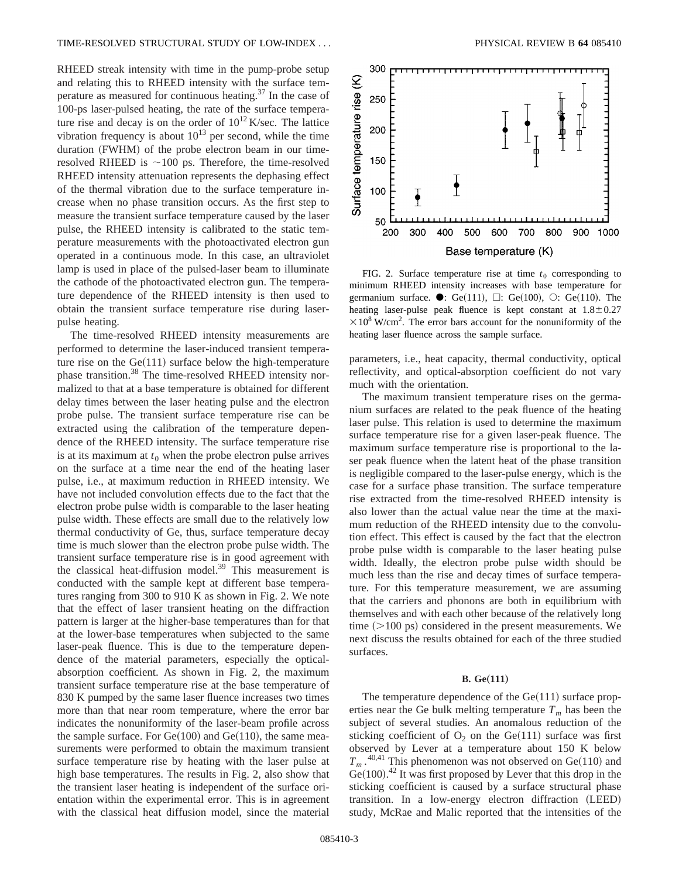RHEED streak intensity with time in the pump-probe setup and relating this to RHEED intensity with the surface temperature as measured for continuous heating.[37] In the case of 100-ps laser-pulsed heating, the rate of the surface temperature rise and decay is on the order of $10^{12}$ K/sec. The lattice vibration frequency is about $10^{13}$ per second, while the time duration (FWHM) of the probe electron beam in our time-resolved RHEED is $\sim$100 ps. Therefore, the time-resolved RHEED intensity attenuation represents the dephasing effect of the thermal vibration due to the surface temperature increase when no phase transition occurs. As the first step to measure the transient surface temperature caused by the laser pulse, the RHEED intensity is calibrated to the static temperature measurements with the photoactivated electron gun operated in a continuous mode. In this case, an ultraviolet lamp is used in place of the pulsed-laser beam to illuminate the cathode of the photoactivated electron gun. The temperature dependence of the RHEED intensity is then used to obtain the transient surface temperature rise during laser-pulse heating.

The time-resolved RHEED intensity measurements are performed to determine the laser-induced transient temperature rise on the Ge(111) surface below the high-temperature phase transition.[38] The time-resolved RHEED intensity normalized to that at a base temperature is obtained for different delay times between the laser heating pulse and the electron probe pulse. The transient surface temperature rise can be extracted using the calibration of the temperature dependence of the RHEED intensity. The surface temperature rise is at its maximum at $t_0$ when the probe electron pulse arrives on the surface at a time near the end of the heating laser pulse, i.e., at maximum reduction in RHEED intensity. We have not included convolution effects due to the fact that the electron probe pulse width is comparable to the laser heating pulse width. These effects are small due to the relatively low thermal conductivity of Ge, thus, surface temperature decay time is much slower than the electron probe pulse width. The transient surface temperature rise is in good agreement with the classical heat-diffusion model.[39] This measurement is conducted with the sample kept at different base temperatures ranging from 300 to 910 K as shown in Fig. 2. We note that the effect of laser transient heating on the diffraction pattern is larger at the higher-base temperatures than for that at the lower-base temperatures when subjected to the same laser-peak fluence. This is due to the temperature dependence of the material parameters, especially the optical-absorption coefficient. As shown in Fig. 2, the maximum transient surface temperature rise at the base temperature of 830 K pumped by the same laser fluence increases two times more than that near room temperature, where the error bar indicates the nonuniformity of the laser-beam profile across the sample surface. For Ge(100) and Ge(110), the same measurements were performed to obtain the maximum transient surface temperature rise by heating with the laser pulse at high base temperatures. The results in Fig. 2, also show that the transient laser heating is independent of the surface orientation within the experimental error. This is in agreement with the classical heat diffusion model, since the material parameters, i.e., heat capacity, thermal conductivity, optical reflectivity, and optical-absorption coefficient do not vary much with the orientation.

FIG. 2. Surface temperature rise at time $t_0$ corresponding to minimum RHEED intensity increases with base temperature for germanium surface. ●: Ge(111), □: Ge(100), ○: Ge(110). The heating laser-pulse peak fluence is kept constant at $1.8 \pm 0.27 \times 10^8$ W/cm$^2$. The error bars account for the nonuniformity of the heating laser fluence across the sample surface.

The maximum transient temperature rises on the germanium surfaces are related to the peak fluence of the heating laser pulse. This relation is used to determine the maximum surface temperature rise for a given laser-peak fluence. The maximum surface temperature rise is proportional to the laser peak fluence when the latent heat of the phase transition is negligible compared to the laser-pulse energy, which is the case for a surface phase transition. The surface temperature rise extracted from the time-resolved RHEED intensity is also lower than the actual value near the time at the maximum reduction of the RHEED intensity due to the convolution effect. This effect is caused by the fact that the electron probe pulse width is comparable to the laser heating pulse width. Ideally, the electron probe pulse width should be much less than the rise and decay times of surface temperature. For this temperature measurement, we are assuming that the carriers and phonons are both in equilibrium with themselves and with each other because of the relatively long time (>100 ps) considered in the present measurements. We next discuss the results obtained for each of the three studied surfaces.

### B. Ge(111)

The temperature dependence of the Ge(111) surface properties near the Ge bulk melting temperature $T_m$ has been the subject of several studies. An anomalous reduction of the sticking coefficient of $O_2$ on the Ge(111) surface was first observed by Lever at a temperature about 150 K below $T_m$.[40,41] This phenomenon was not observed on Ge(110) and Ge(100).[42] It was first proposed by Lever that this drop in the sticking coefficient is caused by a surface structural phase transition. In a low-energy electron diffraction (LEED) study, McRae and Malic reported that the intensities of the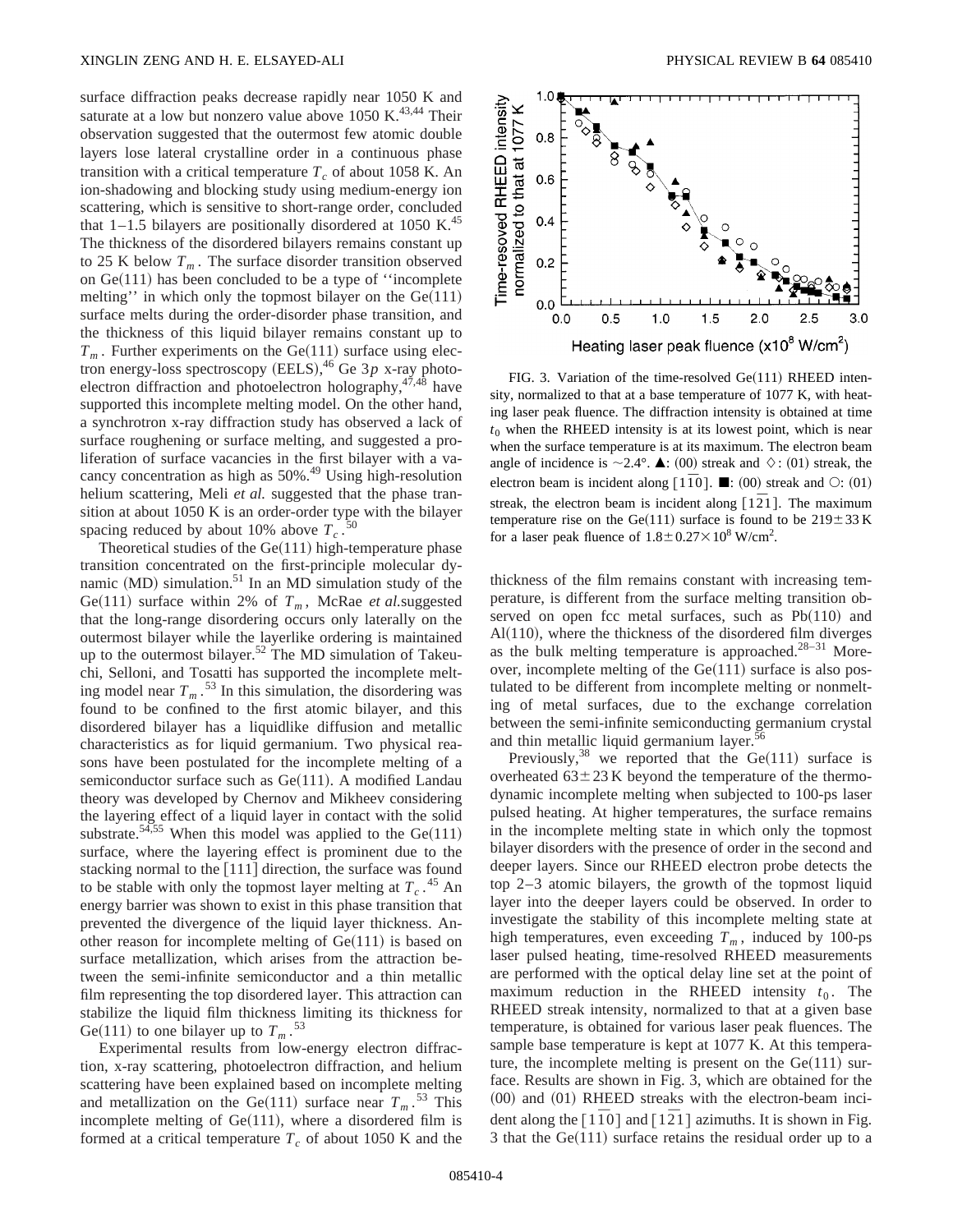surface diffraction peaks decrease rapidly near 1050 K and saturate at a low but nonzero value above 1050 K.[43,44] Their observation suggested that the outermost few atomic double layers lose lateral crystalline order in a continuous phase transition with a critical temperature $T_c$ of about 1058 K. An ion-shadowing and blocking study using medium-energy ion scattering, which is sensitive to short-range order, concluded that 1–1.5 bilayers are positionally disordered at 1050 K.[45] The thickness of the disordered bilayers remains constant up to 25 K below $T_m$. The surface disorder transition observed on Ge(111) has been concluded to be a type of ''incomplete melting'' in which only the topmost bilayer on the Ge(111) surface melts during the order-disorder phase transition, and the thickness of this liquid bilayer remains constant up to $T_m$. Further experiments on the Ge(111) surface using electron energy-loss spectroscopy (EELS),[46] Ge 3$p$ x-ray photoelectron diffraction and photoelectron holography,[47,48] have supported this incomplete melting model. On the other hand, a synchrotron x-ray diffraction study has observed a lack of surface roughening or surface melting, and suggested a proliferation of surface vacancies in the first bilayer with a vacancy concentration as high as 50%.[49] Using high-resolution helium scattering, Meli *et al.* suggested that the phase transition at about 1050 K is an order-order type with the bilayer spacing reduced by about 10% above $T_c$.[50]

Theoretical studies of the Ge(111) high-temperature phase transition concentrated on the first-principle molecular dynamic (MD) simulation.[51] In an MD simulation study of the Ge(111) surface within 2% of $T_m$, McRae *et al.* suggested that the long-range disordering occurs only laterally on the outermost bilayer while the layerlike ordering is maintained up to the outermost bilayer.[52] The MD simulation of Takeuchi, Selloni, and Tosatti has supported the incomplete melting model near $T_m$.[53] In this simulation, the disordering was found to be confined to the first atomic bilayer, and this disordered bilayer has a liquidlike diffusion and metallic characteristics as for liquid germanium. Two physical reasons have been postulated for the incomplete melting of a semiconductor surface such as Ge(111). A modified Landau theory was developed by Chernov and Mikheev considering the layering effect of a liquid layer in contact with the solid substrate.[54,55] When this model was applied to the Ge(111) surface, where the layering effect is prominent due to the stacking normal to the [111] direction, the surface was found to be stable with only the topmost layer melting at $T_c$.[45] An energy barrier was shown to exist in this phase transition that prevented the divergence of the liquid layer thickness. Another reason for incomplete melting of Ge(111) is based on surface metallization, which arises from the attraction between the semi-infinite semiconductor and a thin metallic film representing the top disordered layer. This attraction can stabilize the liquid film thickness limiting its thickness for Ge(111) to one bilayer up to $T_m$.[53]

Experimental results from low-energy electron diffraction, x-ray scattering, photoelectron diffraction, and helium scattering have been explained based on incomplete melting and metallization on the Ge(111) surface near $T_m$.[53] This incomplete melting of Ge(111), where a disordered film is formed at a critical temperature $T_c$ of about 1050 K and the thickness of the film remains constant with increasing temperature, is different from the surface melting transition observed on open fcc metal surfaces, such as Pb(110) and Al(110), where the thickness of the disordered film diverges as the bulk melting temperature is approached.[28–31] Moreover, incomplete melting of the Ge(111) surface is also postulated to be different from incomplete melting or nonmelting of metal surfaces, due to the exchange correlation between the semi-infinite semiconducting germanium crystal and thin metallic liquid germanium layer.[56]

FIG. 3. Variation of the time-resolved Ge(111) RHEED intensity, normalized to that at a base temperature of 1077 K, with heating laser peak fluence. The diffraction intensity is obtained at time $t_0$ when the RHEED intensity is at its lowest point, which is near when the surface temperature is at its maximum. The electron beam angle of incidence is ~2.4°. ▲: (00) streak and ◇: (01) streak, the electron beam is incident along $[1\bar{1}0]$. ■: (00) streak and ○: (01) streak, the electron beam is incident along $[1\bar{2}1]$. The maximum temperature rise on the Ge(111) surface is found to be $219 \pm 33$ K for a laser peak fluence of $1.8 \pm 0.27 \times 10^8$ W/cm$^2$.

Previously,[38] we reported that the Ge(111) surface is overheated $63 \pm 23$ K beyond the temperature of the thermodynamic incomplete melting when subjected to 100-ps laser pulsed heating. At higher temperatures, the surface remains in the incomplete melting state in which only the topmost bilayer disorders with the presence of order in the second and deeper layers. Since our RHEED electron probe detects the top 2–3 atomic bilayers, the growth of the topmost liquid layer into the deeper layers could be observed. In order to investigate the stability of this incomplete melting state at high temperatures, even exceeding $T_m$, induced by 100-ps laser pulsed heating, time-resolved RHEED measurements are performed with the optical delay line set at the point of maximum reduction in the RHEED intensity $t_0$. The RHEED streak intensity, normalized to that at a given base temperature, is obtained for various laser peak fluences. The sample base temperature is kept at 1077 K. At this temperature, the incomplete melting is present on the Ge(111) surface. Results are shown in Fig. 3, which are obtained for the (00) and (01) RHEED streaks with the electron-beam incident along the $[1\bar{1}0]$ and $[1\bar{2}1]$ azimuths. It is shown in Fig. 3 that the Ge(111) surface retains the residual order up to a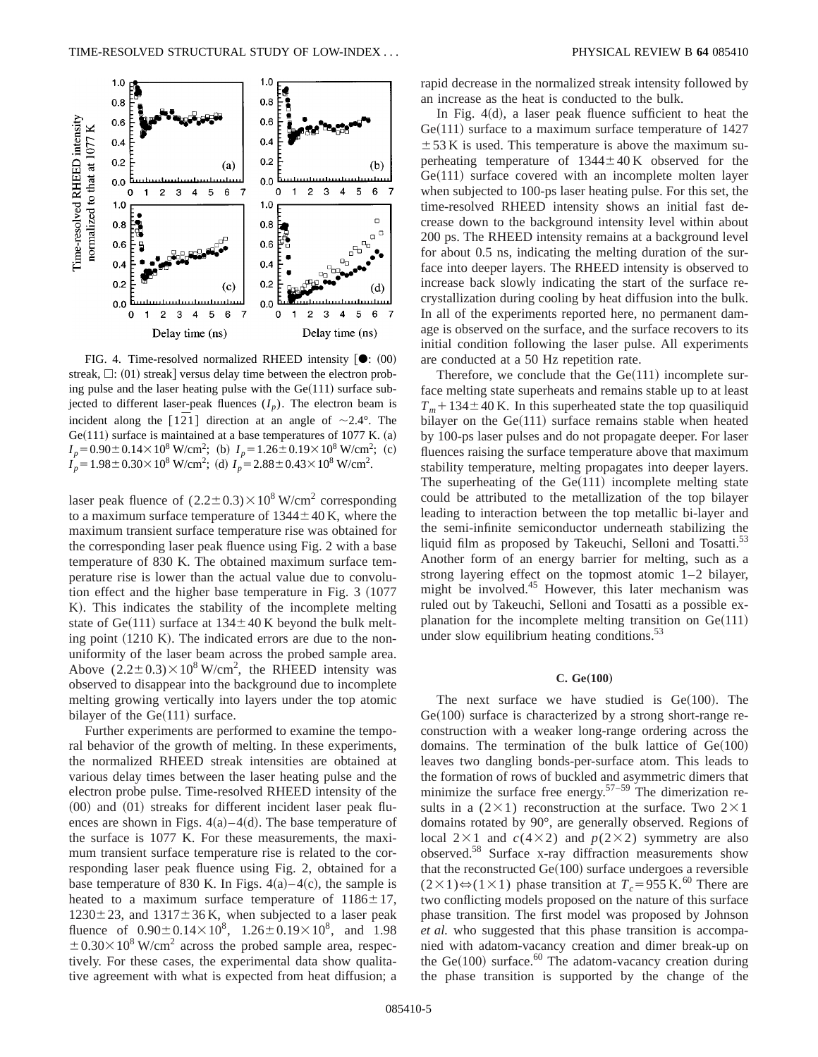FIG. 4. Time-resolved normalized RHEED intensity [●: (00) streak, □: (01) streak] versus delay time between the electron probing pulse and the laser heating pulse with the Ge(111) surface subjected to different laser-peak fluences ($I_p$). The electron beam is incident along the $[1\bar{2}1]$ direction at an angle of ~2.4°. The Ge(111) surface is maintained at a base temperatures of 1077 K. (a) $I_p = 0.90 \pm 0.14 \times 10^8$ W/cm$^2$; (b) $I_p = 1.26 \pm 0.19 \times 10^8$ W/cm$^2$; (c) $I_p = 1.98 \pm 0.30 \times 10^8$ W/cm$^2$; (d) $I_p = 2.88 \pm 0.43 \times 10^8$ W/cm$^2$.

laser peak fluence of $(2.2 \pm 0.3) \times 10^8$ W/cm$^2$ corresponding to a maximum surface temperature of $1344 \pm 40$ K, where the maximum transient surface temperature rise was obtained for the corresponding laser peak fluence using Fig. 2 with a base temperature of 830 K. The obtained maximum surface temperature rise is lower than the actual value due to convolution effect and the higher base temperature in Fig. 3 (1077 K). This indicates the stability of the incomplete melting state of Ge(111) surface at $134 \pm 40$ K beyond the bulk melting point (1210 K). The indicated errors are due to the nonuniformity of the laser beam across the probed sample area. Above $(2.2 \pm 0.3) \times 10^8$ W/cm$^2$, the RHEED intensity was observed to disappear into the background due to incomplete melting growing vertically into layers under the top atomic bilayer of the Ge(111) surface.

Further experiments are performed to examine the temporal behavior of the growth of melting. In these experiments, the normalized RHEED streak intensities are obtained at various delay times between the laser heating pulse and the electron probe pulse. Time-resolved RHEED intensity of the (00) and (01) streaks for different incident laser peak fluences are shown in Figs. 4(a)–4(d). The base temperature of the surface is 1077 K. For these measurements, the maximum transient surface temperature rise is related to the corresponding laser peak fluence using Fig. 2, obtained for a base temperature of 830 K. In Figs. 4(a)–4(c), the sample is heated to a maximum surface temperature of $1186 \pm 17$, $1230 \pm 23$, and $1317 \pm 36$ K, when subjected to a laser peak fluence of $0.90 \pm 0.14 \times 10^8$, $1.26 \pm 0.19 \times 10^8$, and $1.98 \pm 0.30 \times 10^8$ W/cm$^2$ across the probed sample area, respectively. For these cases, the experimental data show qualitative agreement with what is expected from heat diffusion; a rapid decrease in the normalized streak intensity followed by an increase as the heat is conducted to the bulk.

In Fig. 4(d), a laser peak fluence sufficient to heat the Ge(111) surface to a maximum surface temperature of 1427 $\pm 53$ K is used. This temperature is above the maximum superheating temperature of $1344 \pm 40$ K observed for the Ge(111) surface covered with an incomplete molten layer when subjected to 100-ps laser heating pulse. For this set, the time-resolved RHEED intensity shows an initial fast decrease down to the background intensity level within about 200 ps. The RHEED intensity remains at a background level for about 0.5 ns, indicating the melting duration of the surface into deeper layers. The RHEED intensity is observed to increase back slowly indicating the start of the surface recrystallization during cooling by heat diffusion into the bulk. In all of the experiments reported here, no permanent damage is observed on the surface, and the surface recovers to its initial condition following the laser pulse. All experiments are conducted at a 50 Hz repetition rate.

Therefore, we conclude that the Ge(111) incomplete surface melting state superheats and remains stable up to at least $T_m + 134 \pm 40$ K. In this superheated state the top quasiliquid bilayer on the Ge(111) surface remains stable when heated by 100-ps laser pulses and do not propagate deeper. For laser fluences raising the surface temperature above that maximum stability temperature, melting propagates into deeper layers. The superheating of the Ge(111) incomplete melting state could be attributed to the metallization of the top bilayer leading to interaction between the top metallic bi-layer and the semi-infinite semiconductor underneath stabilizing the liquid film as proposed by Takeuchi, Selloni and Tosatti.[53] Another form of an energy barrier for melting, such as a strong layering effect on the topmost atomic 1–2 bilayer, might be involved.[45] However, this later mechanism was ruled out by Takeuchi, Selloni and Tosatti as a possible explanation for the incomplete melting transition on Ge(111) under slow equilibrium heating conditions.[53]

### C. Ge(100)

The next surface we have studied is Ge(100). The Ge(100) surface is characterized by a strong short-range reconstruction with a weaker long-range ordering across the domains. The termination of the bulk lattice of Ge(100) leaves two dangling bonds-per-surface atom. This leads to the formation of rows of buckled and asymmetric dimers that minimize the surface free energy.[57–59] The dimerization results in a $(2\times1)$ reconstruction at the surface. Two $2\times1$ domains rotated by 90°, are generally observed. Regions of local $2\times1$ and $c(4\times2)$ and $p(2\times2)$ symmetry are also observed.[58] Surface x-ray diffraction measurements show that the reconstructed Ge(100) surface undergoes a reversible $(2\times1)\Leftrightarrow(1\times1)$ phase transition at $T_c = 955$ K.[60] There are two conflicting models proposed on the nature of this surface phase transition. The first model was proposed by Johnson *et al.* who suggested that this phase transition is accompanied with adatom-vacancy creation and dimer break-up on the Ge(100) surface.[60] The adatom-vacancy creation during the phase transition is supported by the change of the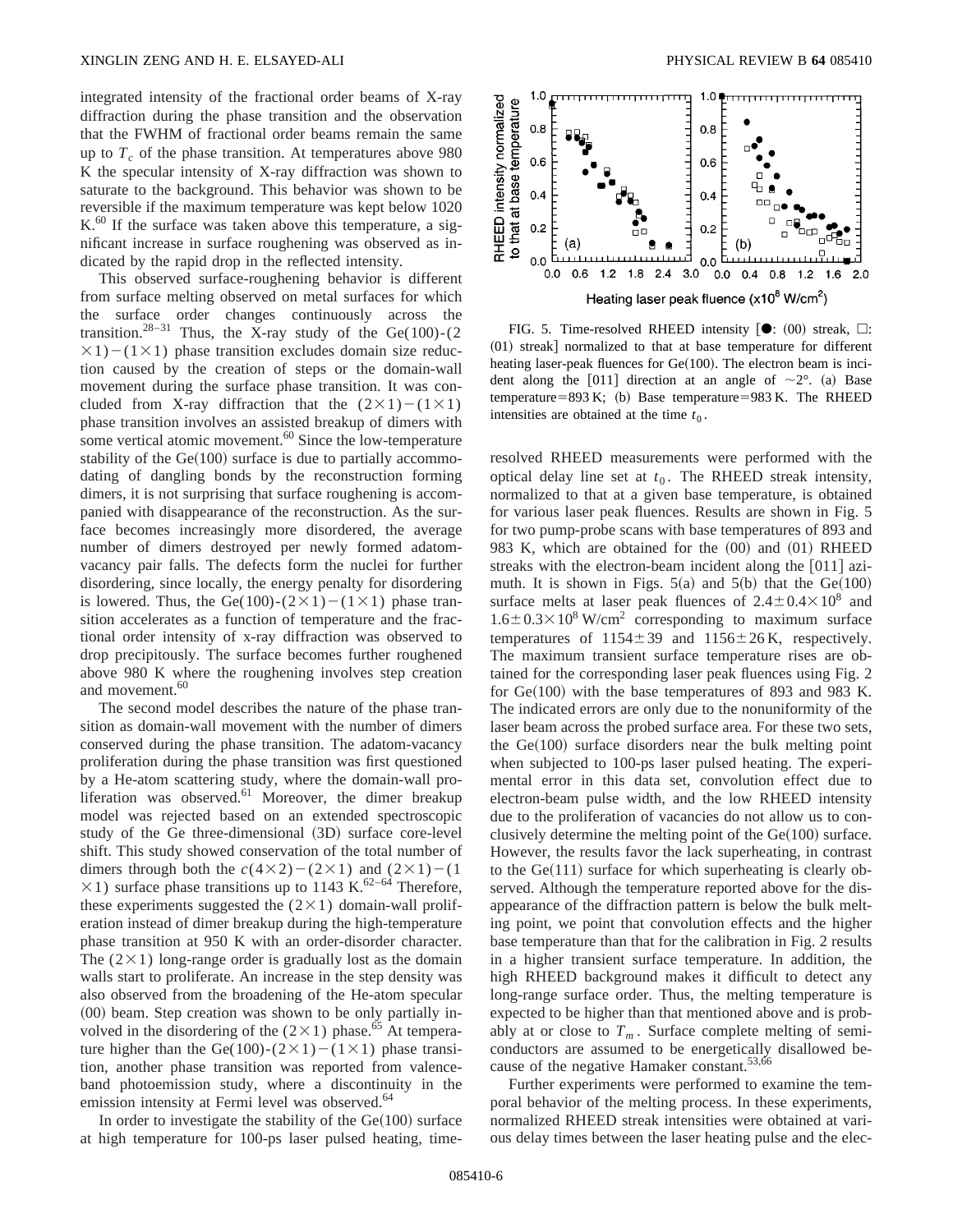integrated intensity of the fractional order beams of X-ray diffraction during the phase transition and the observation that the FWHM of fractional order beams remain the same up to $T_c$ of the phase transition. At temperatures above 980 K the specular intensity of X-ray diffraction was shown to saturate to the background. This behavior was shown to be reversible if the maximum temperature was kept below 1020 K.[60] If the surface was taken above this temperature, a significant increase in surface roughening was observed as indicated by the rapid drop in the reflected intensity.

This observed surface-roughening behavior is different from surface melting observed on metal surfaces for which the surface order changes continuously across the transition.[28–31] Thus, the X-ray study of the Ge(100)-(2 $\times$1)$-$(1$\times$1) phase transition excludes domain size reduction caused by the creation of steps or the domain-wall movement during the surface phase transition. It was concluded from X-ray diffraction that the (2$\times$1)$-$(1$\times$1) phase transition involves an assisted breakup of dimers with some vertical atomic movement.[60] Since the low-temperature stability of the Ge(100) surface is due to partially accommodating of dangling bonds by the reconstruction forming dimers, it is not surprising that surface roughening is accompanied with disappearance of the reconstruction. As the surface becomes increasingly more disordered, the average number of dimers destroyed per newly formed adatom-vacancy pair falls. The defects form the nuclei for further disordering, since locally, the energy penalty for disordering is lowered. Thus, the Ge(100)-(2$\times$1)$-$(1$\times$1) phase transition accelerates as a function of temperature and the fractional order intensity of x-ray diffraction was observed to drop precipitously. The surface becomes further roughened above 980 K where the roughening involves step creation and movement.[60]

The second model describes the nature of the phase transition as domain-wall movement with the number of dimers conserved during the phase transition. The adatom-vacancy proliferation during the phase transition was first questioned by a He-atom scattering study, where the domain-wall proliferation was observed.[61] Moreover, the dimer breakup model was rejected based on an extended spectroscopic study of the Ge three-dimensional (3D) surface core-level shift. This study showed conservation of the total number of dimers through both the $c$(4$\times$2)$-$(2$\times$1) and (2$\times$1)$-$(1 $\times$1) surface phase transitions up to 1143 K.[62–64] Therefore, these experiments suggested the (2$\times$1) domain-wall proliferation instead of dimer breakup during the high-temperature phase transition at 950 K with an order-disorder character. The (2$\times$1) long-range order is gradually lost as the domain walls start to proliferate. An increase in the step density was also observed from the broadening of the He-atom specular (00) beam. Step creation was shown to be only partially involved in the disordering of the (2$\times$1) phase.[65] At temperature higher than the Ge(100)-(2$\times$1)$-$(1$\times$1) phase transition, another phase transition was reported from valence-band photoemission study, where a discontinuity in the emission intensity at Fermi level was observed.[64]

In order to investigate the stability of the Ge(100) surface at high temperature for 100-ps laser pulsed heating, time-resolved RHEED measurements were performed with the optical delay line set at $t_0$. The RHEED streak intensity, normalized to that at a given base temperature, is obtained for various laser peak fluences. Results are shown in Fig. 5 for two pump-probe scans with base temperatures of 893 and 983 K, which are obtained for the (00) and (01) RHEED streaks with the electron-beam incident along the [011] azimuth. It is shown in Figs. 5(a) and 5(b) that the Ge(100) surface melts at laser peak fluences of $2.4\pm0.4\times10^8$ and $1.6\pm0.3\times10^8$ W/cm$^2$ corresponding to maximum surface temperatures of $1154\pm39$ and $1156\pm26$ K, respectively. The maximum transient surface temperature rises are obtained for the corresponding laser peak fluences using Fig. 2 for Ge(100) with the base temperatures of 893 and 983 K. The indicated errors are only due to the nonuniformity of the laser beam across the probed surface area. For these two sets, the Ge(100) surface disorders near the bulk melting point when subjected to 100-ps laser pulsed heating. The experimental error in this data set, convolution effect due to electron-beam pulse width, and the low RHEED intensity due to the proliferation of vacancies do not allow us to conclusively determine the melting point of the Ge(100) surface. However, the results favor the lack superheating, in contrast to the Ge(111) surface for which superheating is clearly observed. Although the temperature reported above for the disappearance of the diffraction pattern is below the bulk melting point, we point that convolution effects and the higher base temperature than that for the calibration in Fig. 2 results in a higher transient surface temperature. In addition, the high RHEED background makes it difficult to detect any long-range surface order. Thus, the melting temperature is expected to be higher than that mentioned above and is probably at or close to $T_m$. Surface complete melting of semiconductors are assumed to be energetically disallowed because of the negative Hamaker constant.[53,66]

Further experiments were performed to examine the temporal behavior of the melting process. In these experiments, normalized RHEED streak intensities were obtained at various delay times between the laser heating pulse and the elec-

FIG. 5. Time-resolved RHEED intensity [●: (00) streak, □: (01) streak] normalized to that at base temperature for different heating laser-peak fluences for Ge(100). The electron beam is incident along the [011] direction at an angle of $\sim$2°. (a) Base temperature=893 K; (b) Base temperature=983 K. The RHEED intensities are obtained at the time $t_0$.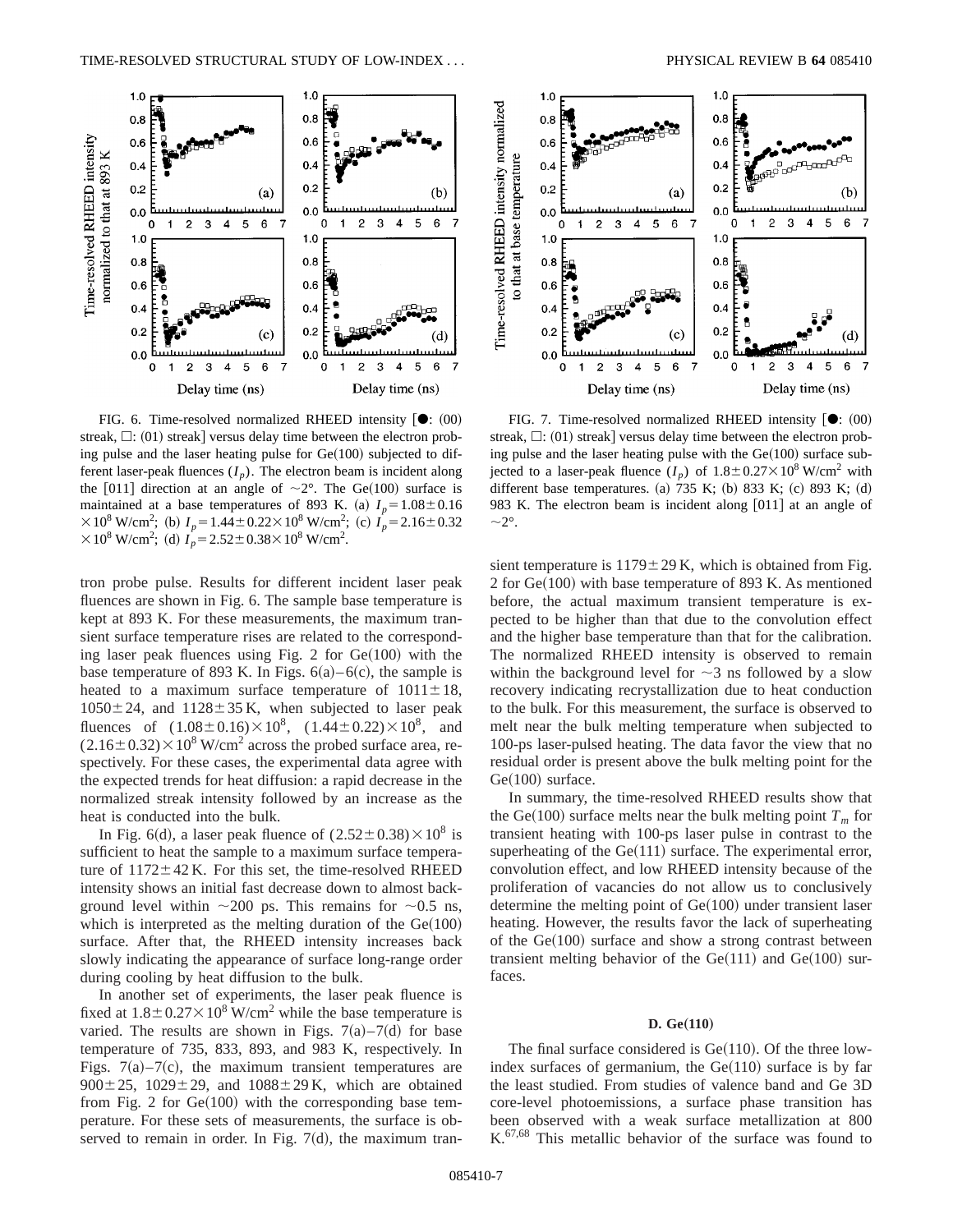FIG. 6. Time-resolved normalized RHEED intensity [●: (00) streak, □: (01) streak] versus delay time between the electron probing pulse and the laser heating pulse for Ge(100) subjected to different laser-peak fluences ($I_p$). The electron beam is incident along the [011] direction at an angle of ~2°. The Ge(100) surface is maintained at a base temperatures of 893 K. (a) $I_p = 1.08 \pm 0.16 \times 10^8$ W/cm$^2$; (b) $I_p = 1.44 \pm 0.22 \times 10^8$ W/cm$^2$; (c) $I_p = 2.16 \pm 0.32 \times 10^8$ W/cm$^2$; (d) $I_p = 2.52 \pm 0.38 \times 10^8$ W/cm$^2$.

FIG. 7. Time-resolved normalized RHEED intensity [●: (00) streak, □: (01) streak] versus delay time between the electron probing pulse and the laser heating pulse with the Ge(100) surface subjected to a laser-peak fluence ($I_p$) of $1.8 \pm 0.27 \times 10^8$ W/cm$^2$ with different base temperatures. (a) 735 K; (b) 833 K; (c) 893 K; (d) 983 K. The electron beam is incident along [011] at an angle of ~2°.

tron probe pulse. Results for different incident laser peak fluences are shown in Fig. 6. The sample base temperature is kept at 893 K. For these measurements, the maximum transient surface temperature rises are related to the corresponding laser peak fluences using Fig. 2 for Ge(100) with the base temperature of 893 K. In Figs. 6(a)–6(c), the sample is heated to a maximum surface temperature of 1011±18, 1050±24, and 1128±35 K, when subjected to laser peak fluences of $(1.08 \pm 0.16) \times 10^8$, $(1.44 \pm 0.22) \times 10^8$, and $(2.16 \pm 0.32) \times 10^8$ W/cm$^2$ across the probed surface area, respectively. For these cases, the experimental data agree with the expected trends for heat diffusion: a rapid decrease in the normalized streak intensity followed by an increase as the heat is conducted into the bulk.

In Fig. 6(d), a laser peak fluence of $(2.52 \pm 0.38) \times 10^8$ is sufficient to heat the sample to a maximum surface temperature of 1172±42 K. For this set, the time-resolved RHEED intensity shows an initial fast decrease down to almost background level within ~200 ps. This remains for ~0.5 ns, which is interpreted as the melting duration of the Ge(100) surface. After that, the RHEED intensity increases back slowly indicating the appearance of surface long-range order during cooling by heat diffusion to the bulk.

In another set of experiments, the laser peak fluence is fixed at $1.8 \pm 0.27 \times 10^8$ W/cm$^2$ while the base temperature is varied. The results are shown in Figs. 7(a)–7(d) for base temperature of 735, 833, 893, and 983 K, respectively. In Figs. 7(a)–7(c), the maximum transient temperatures are 900±25, 1029±29, and 1088±29 K, which are obtained from Fig. 2 for Ge(100) with the corresponding base temperature. For these sets of measurements, the surface is observed to remain in order. In Fig. 7(d), the maximum transient temperature is 1179±29 K, which is obtained from Fig. 2 for Ge(100) with base temperature of 893 K. As mentioned before, the actual maximum transient temperature is expected to be higher than that due to the convolution effect and the higher base temperature than that for the calibration. The normalized RHEED intensity is observed to remain within the background level for ~3 ns followed by a slow recovery indicating recrystallization due to heat conduction to the bulk. For this measurement, the surface is observed to melt near the bulk melting temperature when subjected to 100-ps laser-pulsed heating. The data favor the view that no residual order is present above the bulk melting point for the Ge(100) surface.

In summary, the time-resolved RHEED results show that the Ge(100) surface melts near the bulk melting point $T_m$ for transient heating with 100-ps laser pulse in contrast to the superheating of the Ge(111) surface. The experimental error, convolution effect, and low RHEED intensity because of the proliferation of vacancies do not allow us to conclusively determine the melting point of Ge(100) under transient laser heating. However, the results favor the lack of superheating of the Ge(100) surface and show a strong contrast between transient melting behavior of the Ge(111) and Ge(100) surfaces.

### D. Ge(110)

The final surface considered is Ge(110). Of the three low-index surfaces of germanium, the Ge(110) surface is by far the least studied. From studies of valence band and Ge 3D core-level photoemissions, a surface phase transition has been observed with a weak surface metallization at 800 K.[67,68] This metallic behavior of the surface was found to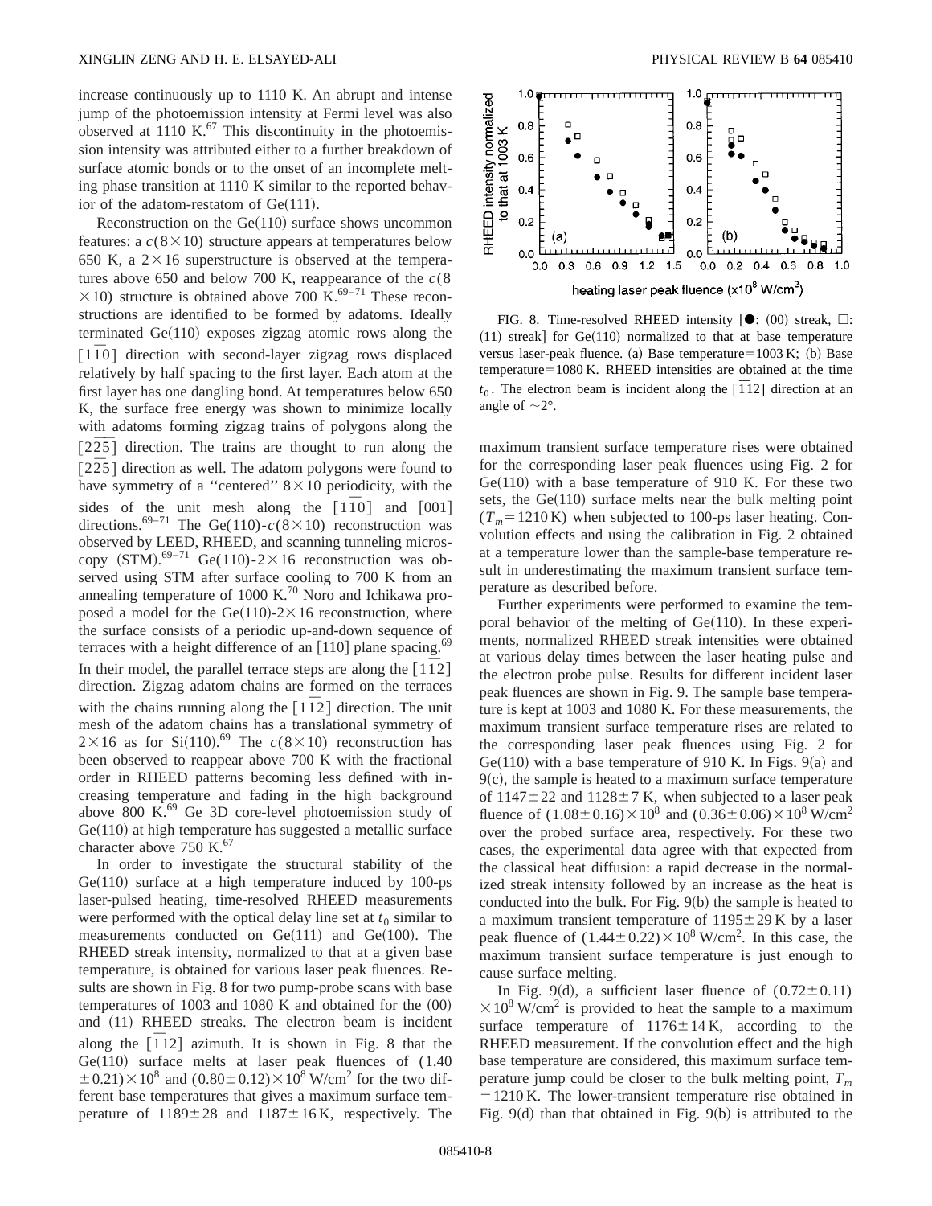increase continuously up to 1110 K. An abrupt and intense jump of the photoemission intensity at Fermi level was also observed at 1110 K.[67] This discontinuity in the photoemission intensity was attributed either to a further breakdown of surface atomic bonds or to the onset of an incomplete melting phase transition at 1110 K similar to the reported behavior of the adatom-restatom of Ge(111).

Reconstruction on the Ge(110) surface shows uncommon features: a $c(8\times10)$ structure appears at temperatures below 650 K, a $2\times16$ superstructure is observed at the temperatures above 650 and below 700 K, reappearance of the $c(8\times10)$ structure is obtained above 700 K.[69–71] These reconstructions are identified to be formed by adatoms. Ideally terminated Ge(110) exposes zigzag atomic rows along the $[1\bar{1}0]$ direction with second-layer zigzag rows displaced relatively by half spacing to the first layer. Each atom at the first layer has one dangling bond. At temperatures below 650 K, the surface free energy was shown to minimize locally with adatoms forming zigzag trains of polygons along the $[2\bar{2}\bar{5}]$ direction. The trains are thought to run along the $[2\bar{2}5]$ direction as well. The adatom polygons were found to have symmetry of a "centered" $8\times10$ periodicity, with the sides of the unit mesh along the $[1\bar{1}0]$ and [001] directions.[69–71] The Ge(110)-$c(8\times10)$ reconstruction was observed by LEED, RHEED, and scanning tunneling microscopy (STM).[69–71] Ge(110)-$2\times16$ reconstruction was observed using STM after surface cooling to 700 K from an annealing temperature of 1000 K.[70] Noro and Ichikawa proposed a model for the Ge(110)-$2\times16$ reconstruction, where the surface consists of a periodic up-and-down sequence of terraces with a height difference of an [110] plane spacing.[69] In their model, the parallel terrace steps are along the $[1\bar{1}2]$ direction. Zigzag adatom chains are formed on the terraces with the chains running along the $[1\bar{1}2]$ direction. The unit mesh of the adatom chains has a translational symmetry of $2\times16$ as for Si(110).[69] The $c(8\times10)$ reconstruction has been observed to reappear above 700 K with the fractional order in RHEED patterns becoming less defined with increasing temperature and fading in the high background above 800 K.[69] Ge 3D core-level photoemission study of Ge(110) at high temperature has suggested a metallic surface character above 750 K.[67]

In order to investigate the structural stability of the Ge(110) surface at a high temperature induced by 100-ps laser-pulsed heating, time-resolved RHEED measurements were performed with the optical delay line set at $t_0$ similar to measurements conducted on Ge(111) and Ge(100). The RHEED streak intensity, normalized to that at a given base temperature, is obtained for various laser peak fluences. Results are shown in Fig. 8 for two pump-probe scans with base temperatures of 1003 and 1080 K and obtained for the (00) and (11) RHEED streaks. The electron beam is incident along the $[\bar{1}12]$ azimuth. It is shown in Fig. 8 that the Ge(110) surface melts at laser peak fluences of $(1.40\pm0.21)\times10^8$ and $(0.80\pm0.12)\times10^8$ W/cm$^2$ for the two different base temperatures that gives a maximum surface temperature of $1189\pm28$ and $1187\pm16$ K, respectively. The maximum transient surface temperature rises were obtained for the corresponding laser peak fluences using Fig. 2 for Ge(110) with a base temperature of 910 K. For these two sets, the Ge(110) surface melts near the bulk melting point ($T_m=1210$ K) when subjected to 100-ps laser heating. Convolution effects and using the calibration in Fig. 2 obtained at a temperature lower than the sample-base temperature result in underestimating the maximum transient surface temperature as described before.

FIG. 8. Time-resolved RHEED intensity [●: (00) streak, □: (11) streak] for Ge(110) normalized to that at base temperature versus laser-peak fluence. (a) Base temperature=1003 K; (b) Base temperature=1080 K. RHEED intensities are obtained at the time $t_0$. The electron beam is incident along the $[\bar{1}12]$ direction at an angle of ~2°.

Further experiments were performed to examine the temporal behavior of the melting of Ge(110). In these experiments, normalized RHEED streak intensities were obtained at various delay times between the laser heating pulse and the electron probe pulse. Results for different incident laser peak fluences are shown in Fig. 9. The sample base temperature is kept at 1003 and 1080 K. For these measurements, the maximum transient surface temperature rises are related to the corresponding laser peak fluences using Fig. 2 for Ge(110) with a base temperature of 910 K. In Figs. 9(a) and 9(c), the sample is heated to a maximum surface temperature of $1147\pm22$ and $1128\pm7$ K, when subjected to a laser peak fluence of $(1.08\pm0.16)\times10^8$ and $(0.36\pm0.06)\times10^8$ W/cm$^2$ over the probed surface area, respectively. For these two cases, the experimental data agree with that expected from the classical heat diffusion: a rapid decrease in the normalized streak intensity followed by an increase as the heat is conducted into the bulk. For Fig. 9(b) the sample is heated to a maximum transient temperature of $1195\pm29$ K by a laser peak fluence of $(1.44\pm0.22)\times10^8$ W/cm$^2$. In this case, the maximum transient surface temperature is just enough to cause surface melting.

In Fig. 9(d), a sufficient laser fluence of $(0.72\pm0.11)\times10^8$ W/cm$^2$ is provided to heat the sample to a maximum surface temperature of $1176\pm14$ K, according to the RHEED measurement. If the convolution effect and the high base temperature are considered, this maximum surface temperature jump could be closer to the bulk melting point, $T_m=1210$ K. The lower-transient temperature rise obtained in Fig. 9(d) than that obtained in Fig. 9(b) is attributed to the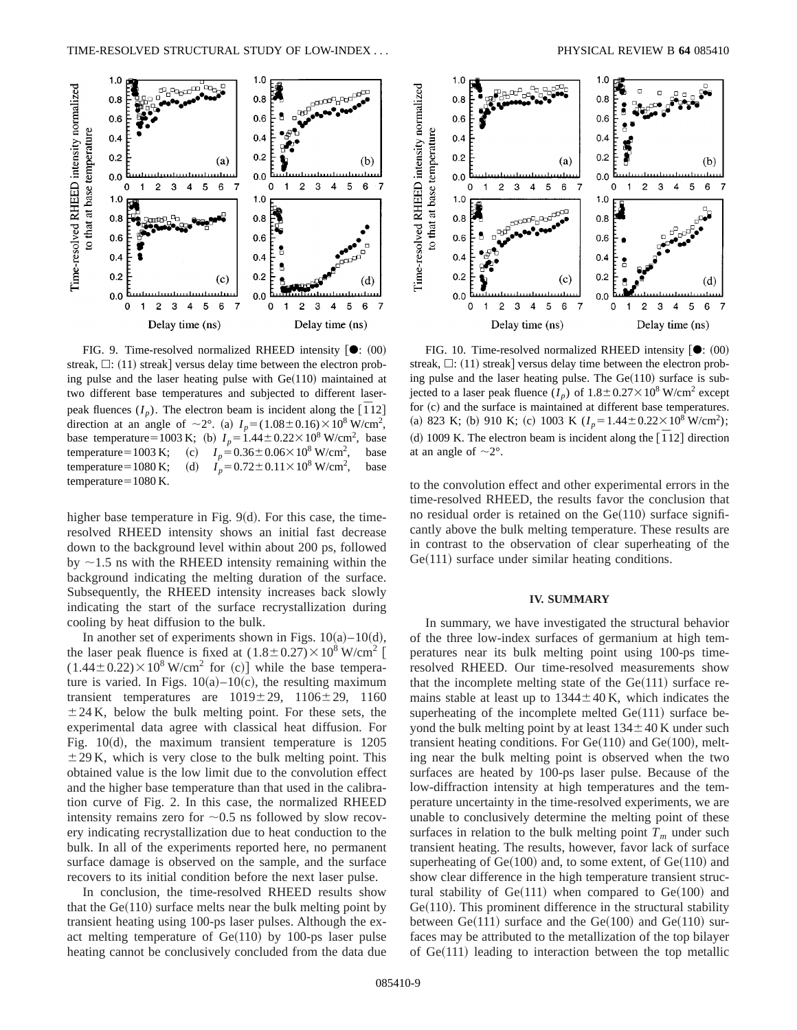FIG. 9. Time-resolved normalized RHEED intensity [●: (00) streak, □: (11) streak] versus delay time between the electron probing pulse and the laser heating pulse with Ge(110) maintained at two different base temperatures and subjected to different laser-peak fluences ($I_p$). The electron beam is incident along the $[\overline{1}12]$ direction at an angle of $\sim 2°$. (a) $I_p = (1.08 \pm 0.16) \times 10^8$ W/cm$^2$, base temperature=1003 K; (b) $I_p = 1.44 \pm 0.22 \times 10^8$ W/cm$^2$, base temperature=1003 K; (c) $I_p = 0.36 \pm 0.06 \times 10^8$ W/cm$^2$, base temperature=1080 K; (d) $I_p = 0.72 \pm 0.11 \times 10^8$ W/cm$^2$, base temperature=1080 K.

FIG. 10. Time-resolved normalized RHEED intensity [●: (00) streak, □: (11) streak] versus delay time between the electron probing pulse and the laser heating pulse. The Ge(110) surface is subjected to a laser peak fluence ($I_p$) of $1.8 \pm 0.27 \times 10^8$ W/cm$^2$ except for (c) and the surface is maintained at different base temperatures. (a) 823 K; (b) 910 K; (c) 1003 K ($I_p = 1.44 \pm 0.22 \times 10^8$ W/cm$^2$); (d) 1009 K. The electron beam is incident along the $[\overline{1}12]$ direction at an angle of $\sim 2°$.

higher base temperature in Fig. 9(d). For this case, the time-resolved RHEED intensity shows an initial fast decrease down to the background level within about 200 ps, followed by $\sim 1.5$ ns with the RHEED intensity remaining within the background indicating the melting duration of the surface. Subsequently, the RHEED intensity increases back slowly indicating the start of the surface recrystallization during cooling by heat diffusion to the bulk.

In another set of experiments shown in Figs. 10(a)–10(d), the laser peak fluence is fixed at $(1.8 \pm 0.27) \times 10^8$ W/cm$^2$ [$(1.44 \pm 0.22) \times 10^8$ W/cm$^2$ for (c)] while the base temperature is varied. In Figs. 10(a)–10(c), the resulting maximum transient temperatures are $1019 \pm 29$, $1106 \pm 29$, $1160 \pm 24$ K, below the bulk melting point. For these sets, the experimental data agree with classical heat diffusion. For Fig. 10(d), the maximum transient temperature is $1205 \pm 29$ K, which is very close to the bulk melting point. This obtained value is the low limit due to the convolution effect and the higher base temperature than that used in the calibration curve of Fig. 2. In this case, the normalized RHEED intensity remains zero for $\sim 0.5$ ns followed by slow recovery indicating recrystallization due to heat conduction to the bulk. In all of the experiments reported here, no permanent surface damage is observed on the sample, and the surface recovers to its initial condition before the next laser pulse.

In conclusion, the time-resolved RHEED results show that the Ge(110) surface melts near the bulk melting point by transient heating using 100-ps laser pulses. Although the exact melting temperature of Ge(110) by 100-ps laser pulse heating cannot be conclusively concluded from the data due to the convolution effect and other experimental errors in the time-resolved RHEED, the results favor the conclusion that no residual order is retained on the Ge(110) surface significantly above the bulk melting temperature. These results are in contrast to the observation of clear superheating of the Ge(111) surface under similar heating conditions.

## IV. SUMMARY

In summary, we have investigated the structural behavior of the three low-index surfaces of germanium at high temperatures near its bulk melting point using 100-ps time-resolved RHEED. Our time-resolved measurements show that the incomplete melting state of the Ge(111) surface remains stable at least up to $1344 \pm 40$ K, which indicates the superheating of the incomplete melted Ge(111) surface beyond the bulk melting point by at least $134 \pm 40$ K under such transient heating conditions. For Ge(110) and Ge(100), melting near the bulk melting point is observed when the two surfaces are heated by 100-ps laser pulse. Because of the low-diffraction intensity at high temperatures and the temperature uncertainty in the time-resolved experiments, we are unable to conclusively determine the melting point of these surfaces in relation to the bulk melting point $T_m$ under such transient heating. The results, however, favor lack of surface superheating of Ge(100) and, to some extent, of Ge(110) and show clear difference in the high temperature transient structural stability of Ge(111) when compared to Ge(100) and Ge(110). This prominent difference in the structural stability between Ge(111) surface and the Ge(100) and Ge(110) surfaces may be attributed to the metallization of the top bilayer of Ge(111) leading to interaction between the top metallic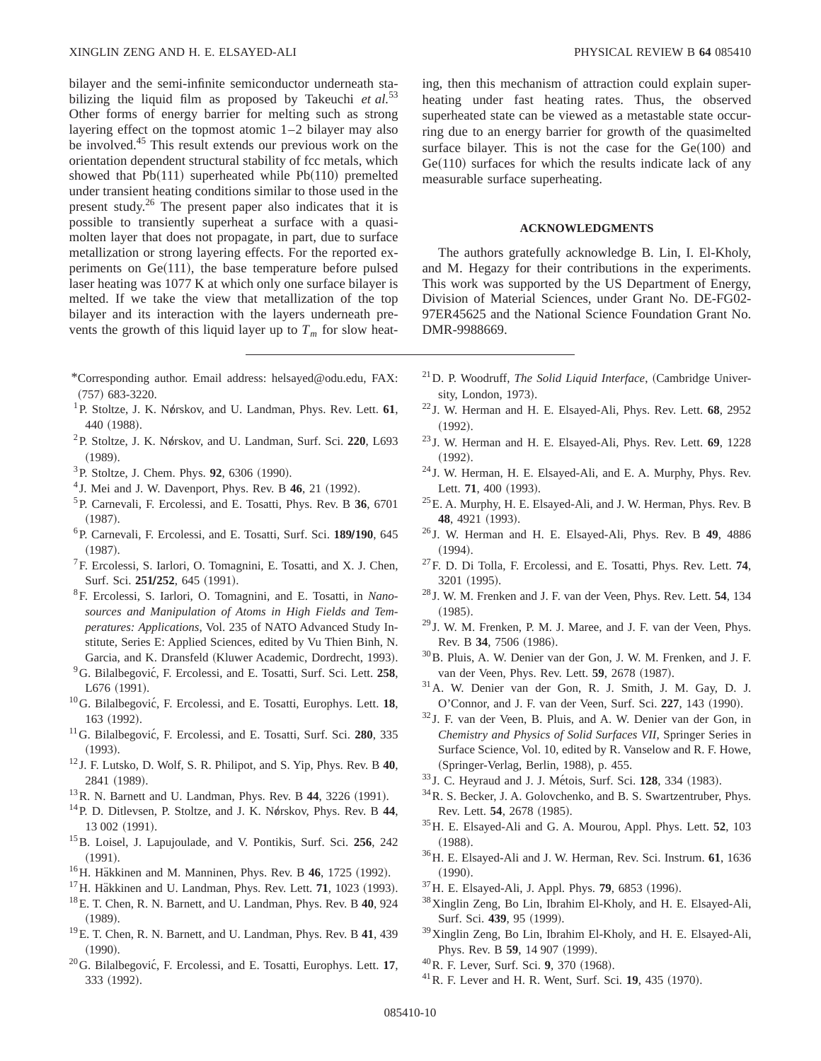bilayer and the semi-infinite semiconductor underneath stabilizing the liquid film as proposed by Takeuchi *et al.*[53] Other forms of energy barrier for melting such as strong layering effect on the topmost atomic 1–2 bilayer may also be involved.[45] This result extends our previous work on the orientation dependent structural stability of fcc metals, which showed that Pb(111) superheated while Pb(110) premelted under transient heating conditions similar to those used in the present study.[26] The present paper also indicates that it is possible to transiently superheat a surface with a quasimolten layer that does not propagate, in part, due to surface metallization or strong layering effects. For the reported experiments on Ge(111), the base temperature before pulsed laser heating was 1077 K at which only one surface bilayer is melted. If we take the view that metallization of the top bilayer and its interaction with the layers underneath prevents the growth of this liquid layer up to $T_m$ for slow heating, then this mechanism of attraction could explain superheating under fast heating rates. Thus, the observed superheated state can be viewed as a metastable state occurring due to an energy barrier for growth of the quasimelted surface bilayer. This is not the case for the Ge(100) and Ge(110) surfaces for which the results indicate lack of any measurable surface superheating.

## ACKNOWLEDGMENTS

The authors gratefully acknowledge B. Lin, I. El-Kholy, and M. Hegazy for their contributions in the experiments. This work was supported by the US Department of Energy, Division of Material Sciences, under Grant No. DE-FG02-97ER45625 and the National Science Foundation Grant No. DMR-9988669.

---

*Corresponding author. Email address: helsayed@odu.edu, FAX: (757) 683-3220.

[1] P. Stoltze, J. K. Nørskov, and U. Landman, Phys. Rev. Lett. **61**, 440 (1988).

[2] P. Stoltze, J. K. Nørskov, and U. Landman, Surf. Sci. **220**, L693 (1989).

[3] P. Stoltze, J. Chem. Phys. **92**, 6306 (1990).

[4] J. Mei and J. W. Davenport, Phys. Rev. B **46**, 21 (1992).

[5] P. Carnevali, F. Ercolessi, and E. Tosatti, Phys. Rev. B **36**, 6701 (1987).

[6] P. Carnevali, F. Ercolessi, and E. Tosatti, Surf. Sci. **189/190**, 645 (1987).

[7] F. Ercolessi, S. Iarlori, O. Tomagnini, E. Tosatti, and X. J. Chen, Surf. Sci. **251/252**, 645 (1991).

[8] F. Ercolessi, S. Iarlori, O. Tomagnini, and E. Tosatti, in *Nanosources and Manipulation of Atoms in High Fields and Temperatures: Applications*, Vol. 235 of NATO Advanced Study Institute, Series E: Applied Sciences, edited by Vu Thien Binh, N. Garcia, and K. Dransfeld (Kluwer Academic, Dordrecht, 1993).

[9] G. Bilalbegović, F. Ercolessi, and E. Tosatti, Surf. Sci. Lett. **258**, L676 (1991).

[10] G. Bilalbegović, F. Ercolessi, and E. Tosatti, Europhys. Lett. **18**, 163 (1992).

[11] G. Bilalbegović, F. Ercolessi, and E. Tosatti, Surf. Sci. **280**, 335 (1993).

[12] J. F. Lutsko, D. Wolf, S. R. Philipot, and S. Yip, Phys. Rev. B **40**, 2841 (1989).

[13] R. N. Barnett and U. Landman, Phys. Rev. B **44**, 3226 (1991).

[14] P. D. Ditlevsen, P. Stoltze, and J. K. Nørskov, Phys. Rev. B **44**, 13 002 (1991).

[15] B. Loisel, J. Lapujoulade, and V. Pontikis, Surf. Sci. **256**, 242 (1991).

[16] H. Häkkinen and M. Manninen, Phys. Rev. B **46**, 1725 (1992).

[17] H. Häkkinen and U. Landman, Phys. Rev. Lett. **71**, 1023 (1993).

[18] E. T. Chen, R. N. Barnett, and U. Landman, Phys. Rev. B **40**, 924 (1989).

[19] E. T. Chen, R. N. Barnett, and U. Landman, Phys. Rev. B **41**, 439 (1990).

[20] G. Bilalbegović, F. Ercolessi, and E. Tosatti, Europhys. Lett. **17**, 333 (1992).

[21] D. P. Woodruff, *The Solid Liquid Interface*, (Cambridge University, London, 1973).

[22] J. W. Herman and H. E. Elsayed-Ali, Phys. Rev. Lett. **68**, 2952 (1992).

[23] J. W. Herman and H. E. Elsayed-Ali, Phys. Rev. Lett. **69**, 1228 (1992).

[24] J. W. Herman, H. E. Elsayed-Ali, and E. A. Murphy, Phys. Rev. Lett. **71**, 400 (1993).

[25] E. A. Murphy, H. E. Elsayed-Ali, and J. W. Herman, Phys. Rev. B **48**, 4921 (1993).

[26] J. W. Herman and H. E. Elsayed-Ali, Phys. Rev. B **49**, 4886 (1994).

[27] F. D. Di Tolla, F. Ercolessi, and E. Tosatti, Phys. Rev. Lett. **74**, 3201 (1995).

[28] J. W. M. Frenken and J. F. van der Veen, Phys. Rev. Lett. **54**, 134 (1985).

[29] J. W. M. Frenken, P. M. J. Maree, and J. F. van der Veen, Phys. Rev. B **34**, 7506 (1986).

[30] B. Pluis, A. W. Denier van der Gon, J. W. M. Frenken, and J. F. van der Veen, Phys. Rev. Lett. **59**, 2678 (1987).

[31] A. W. Denier van der Gon, R. J. Smith, J. M. Gay, D. J. O'Connor, and J. F. van der Veen, Surf. Sci. **227**, 143 (1990).

[32] J. F. van der Veen, B. Pluis, and A. W. Denier van der Gon, in *Chemistry and Physics of Solid Surfaces VII*, Springer Series in Surface Science, Vol. 10, edited by R. Vanselow and R. F. Howe, (Springer-Verlag, Berlin, 1988), p. 455.

[33] J. C. Heyraud and J. J. Métois, Surf. Sci. **128**, 334 (1983).

[34] R. S. Becker, J. A. Golovchenko, and B. S. Swartzentruber, Phys. Rev. Lett. **54**, 2678 (1985).

[35] H. E. Elsayed-Ali and G. A. Mourou, Appl. Phys. Lett. **52**, 103 (1988).

[36] H. E. Elsayed-Ali and J. W. Herman, Rev. Sci. Instrum. **61**, 1636 (1990).

[37] H. E. Elsayed-Ali, J. Appl. Phys. **79**, 6853 (1996).

[38] Xinglin Zeng, Bo Lin, Ibrahim El-Kholy, and H. E. Elsayed-Ali, Surf. Sci. **439**, 95 (1999).

[39] Xinglin Zeng, Bo Lin, Ibrahim El-Kholy, and H. E. Elsayed-Ali, Phys. Rev. B **59**, 14 907 (1999).

[40] R. F. Lever, Surf. Sci. **9**, 370 (1968).

[41] R. F. Lever and H. R. Went, Surf. Sci. **19**, 435 (1970).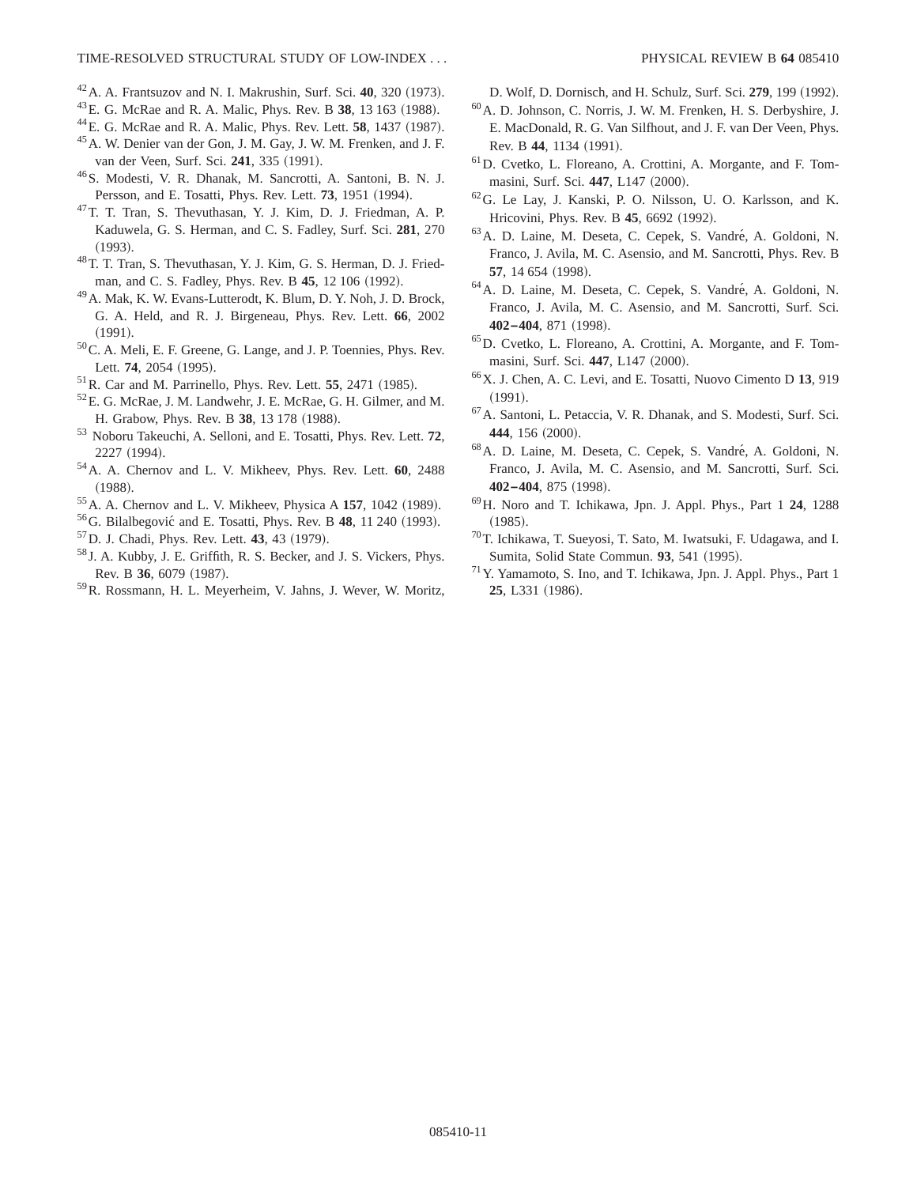[42] A. A. Frantsuzov and N. I. Makrushin, Surf. Sci. **40**, 320 (1973).

[43] E. G. McRae and R. A. Malic, Phys. Rev. B **38**, 13 163 (1988).

[44] E. G. McRae and R. A. Malic, Phys. Rev. Lett. **58**, 1437 (1987).

[45] A. W. Denier van der Gon, J. M. Gay, J. W. M. Frenken, and J. F. van der Veen, Surf. Sci. **241**, 335 (1991).

[46] S. Modesti, V. R. Dhanak, M. Sancrotti, A. Santoni, B. N. J. Persson, and E. Tosatti, Phys. Rev. Lett. **73**, 1951 (1994).

[47] T. T. Tran, S. Thevuthasan, Y. J. Kim, D. J. Friedman, A. P. Kaduwela, G. S. Herman, and C. S. Fadley, Surf. Sci. **281**, 270 (1993).

[48] T. T. Tran, S. Thevuthasan, Y. J. Kim, G. S. Herman, D. J. Friedman, and C. S. Fadley, Phys. Rev. B **45**, 12 106 (1992).

[49] A. Mak, K. W. Evans-Lutterodt, K. Blum, D. Y. Noh, J. D. Brock, G. A. Held, and R. J. Birgeneau, Phys. Rev. Lett. **66**, 2002 (1991).

[50] C. A. Meli, E. F. Greene, G. Lange, and J. P. Toennies, Phys. Rev. Lett. **74**, 2054 (1995).

[51] R. Car and M. Parrinello, Phys. Rev. Lett. **55**, 2471 (1985).

[52] E. G. McRae, J. M. Landwehr, J. E. McRae, G. H. Gilmer, and M. H. Grabow, Phys. Rev. B **38**, 13 178 (1988).

[53] Noboru Takeuchi, A. Selloni, and E. Tosatti, Phys. Rev. Lett. **72**, 2227 (1994).

[54] A. A. Chernov and L. V. Mikheev, Phys. Rev. Lett. **60**, 2488 (1988).

[55] A. A. Chernov and L. V. Mikheev, Physica A **157**, 1042 (1989).

[56] G. Bilalbegović and E. Tosatti, Phys. Rev. B **48**, 11 240 (1993).

[57] D. J. Chadi, Phys. Rev. Lett. **43**, 43 (1979).

[58] J. A. Kubby, J. E. Griffith, R. S. Becker, and J. S. Vickers, Phys. Rev. B **36**, 6079 (1987).

[59] R. Rossmann, H. L. Meyerheim, V. Jahns, J. Wever, W. Moritz, D. Wolf, D. Dornisch, and H. Schulz, Surf. Sci. **279**, 199 (1992).

[60] A. D. Johnson, C. Norris, J. W. M. Frenken, H. S. Derbyshire, J. E. MacDonald, R. G. Van Silfhout, and J. F. van Der Veen, Phys. Rev. B **44**, 1134 (1991).

[61] D. Cvetko, L. Floreano, A. Crottini, A. Morgante, and F. Tommasini, Surf. Sci. **447**, L147 (2000).

[62] G. Le Lay, J. Kanski, P. O. Nilsson, U. O. Karlsson, and K. Hricovini, Phys. Rev. B **45**, 6692 (1992).

[63] A. D. Laine, M. Deseta, C. Cepek, S. Vandré, A. Goldoni, N. Franco, J. Avila, M. C. Asensio, and M. Sancrotti, Phys. Rev. B **57**, 14 654 (1998).

[64] A. D. Laine, M. Deseta, C. Cepek, S. Vandré, A. Goldoni, N. Franco, J. Avila, M. C. Asensio, and M. Sancrotti, Surf. Sci. **402–404**, 871 (1998).

[65] D. Cvetko, L. Floreano, A. Crottini, A. Morgante, and F. Tommasini, Surf. Sci. **447**, L147 (2000).

[66] X. J. Chen, A. C. Levi, and E. Tosatti, Nuovo Cimento D **13**, 919 (1991).

[67] A. Santoni, L. Petaccia, V. R. Dhanak, and S. Modesti, Surf. Sci. **444**, 156 (2000).

[68] A. D. Laine, M. Deseta, C. Cepek, S. Vandré, A. Goldoni, N. Franco, J. Avila, M. C. Asensio, and M. Sancrotti, Surf. Sci. **402–404**, 875 (1998).

[69] H. Noro and T. Ichikawa, Jpn. J. Appl. Phys., Part 1 **24**, 1288 (1985).

[70] T. Ichikawa, T. Sueyosi, T. Sato, M. Iwatsuki, F. Udagawa, and I. Sumita, Solid State Commun. **93**, 541 (1995).

[71] Y. Yamamoto, S. Ino, and T. Ichikawa, Jpn. J. Appl. Phys., Part 1 **25**, L331 (1986).